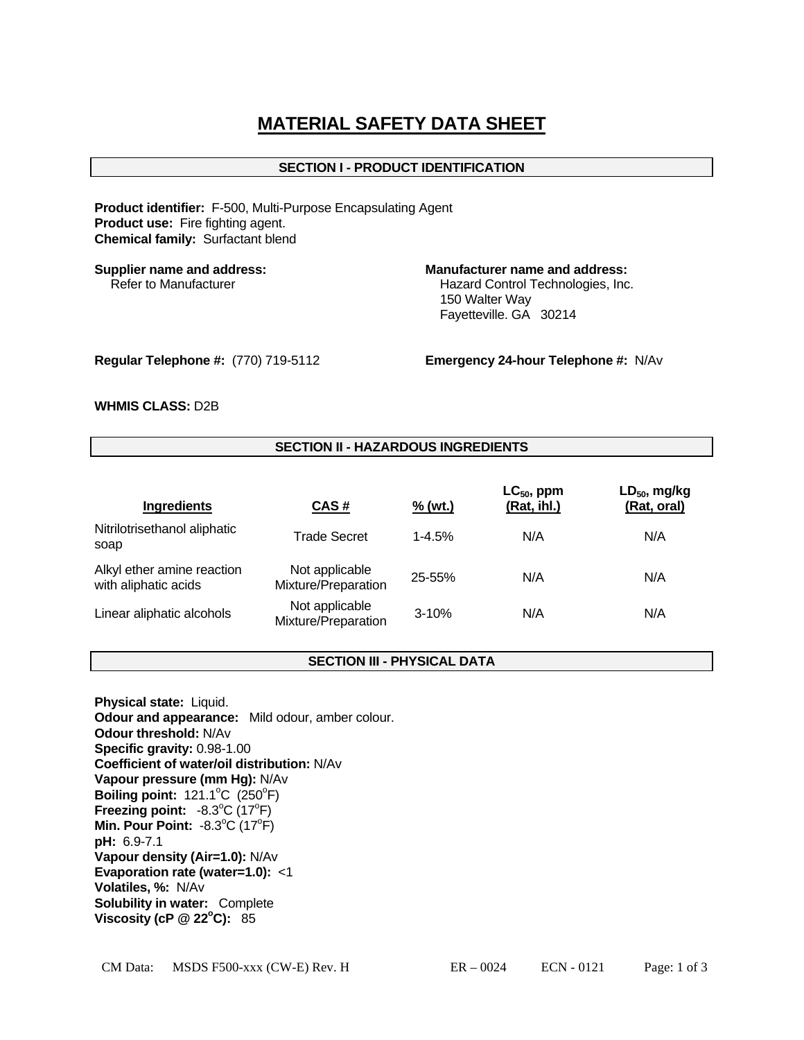# MATERIAL SAFETY DATA SHEET

## SECTION I - PRODUCT IDENTIFICATION

**Product identifier:** F-500, Multi-Purpose Encapsulating Agent
**Product use:** Fire fighting agent.
**Chemical family:** Surfactant blend

**Supplier name and address:**
Refer to Manufacturer

**Manufacturer name and address:**
Hazard Control Technologies, Inc.
150 Walter Way
Fayetteville. GA 30214

**Regular Telephone #:** (770) 719-5112

**Emergency 24-hour Telephone #:** N/Av

**WHMIS CLASS:** D2B

## SECTION II - HAZARDOUS INGREDIENTS

| Ingredients | CAS # | % (wt.) | $LC_{50}$, ppm (Rat, ihl.) | $LD_{50}$, mg/kg (Rat, oral) |
|---|---|---|---|---|
| Nitrilotrisethanol aliphatic soap | Trade Secret | 1-4.5% | N/A | N/A |
| Alkyl ether amine reaction with aliphatic acids | Not applicable Mixture/Preparation | 25-55% | N/A | N/A |
| Linear aliphatic alcohols | Not applicable Mixture/Preparation | 3-10% | N/A | N/A |

## SECTION III - PHYSICAL DATA

**Physical state:** Liquid.
**Odour and appearance:** Mild odour, amber colour.
**Odour threshold:** N/Av
**Specific gravity:** 0.98-1.00
**Coefficient of water/oil distribution:** N/Av
**Vapour pressure (mm Hg):** N/Av
**Boiling point:** 121.1°C (250°F)
**Freezing point:** -8.3°C (17°F)
**Min. Pour Point:** -8.3°C (17°F)
**pH:** 6.9-7.1
**Vapour density (Air=1.0):** N/Av
**Evaporation rate (water=1.0):** <1
**Volatiles, %:** N/Av
**Solubility in water:** Complete
**Viscosity (cP @ 22°C):** 85

CM Data: MSDS F500-xxx (CW-E) Rev. H ER – 0024 ECN - 0121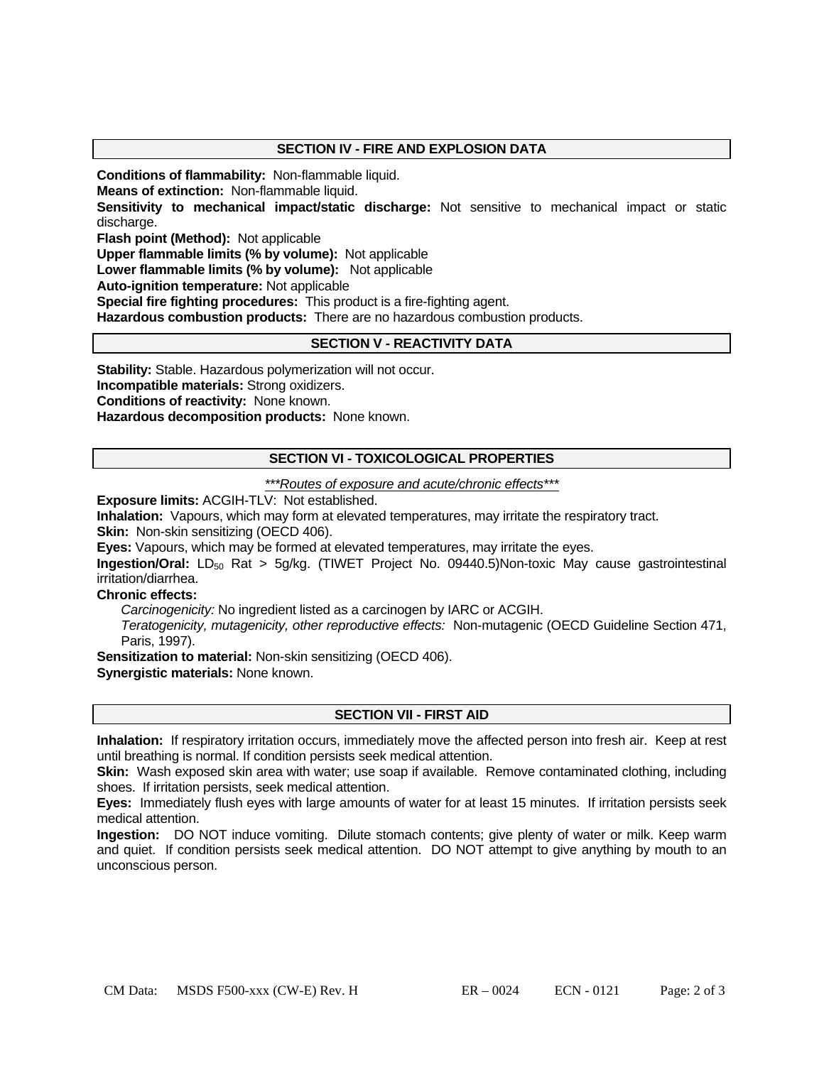## SECTION IV - FIRE AND EXPLOSION DATA

**Conditions of flammability:** Non-flammable liquid.
**Means of extinction:** Non-flammable liquid.
**Sensitivity to mechanical impact/static discharge:** Not sensitive to mechanical impact or static discharge.
**Flash point (Method):** Not applicable
**Upper flammable limits (% by volume):** Not applicable
**Lower flammable limits (% by volume):** Not applicable
**Auto-ignition temperature:** Not applicable
**Special fire fighting procedures:** This product is a fire-fighting agent.
**Hazardous combustion products:** There are no hazardous combustion products.

## SECTION V - REACTIVITY DATA

**Stability:** Stable. Hazardous polymerization will not occur.
**Incompatible materials:** Strong oxidizers.
**Conditions of reactivity:** None known.
**Hazardous decomposition products:** None known.

## SECTION VI - TOXICOLOGICAL PROPERTIES

*\*\*\*Routes of exposure and acute/chronic effects\*\*\**

**Exposure limits:** ACGIH-TLV: Not established.
**Inhalation:** Vapours, which may form at elevated temperatures, may irritate the respiratory tract.
**Skin:** Non-skin sensitizing (OECD 406).
**Eyes:** Vapours, which may be formed at elevated temperatures, may irritate the eyes.
**Ingestion/Oral:** $LD_{50}$ Rat > 5g/kg. (TIWET Project No. 09440.5)Non-toxic May cause gastrointestinal irritation/diarrhea.
**Chronic effects:**

*Carcinogenicity:* No ingredient listed as a carcinogen by IARC or ACGIH.

*Teratogenicity, mutagenicity, other reproductive effects:* Non-mutagenic (OECD Guideline Section 471, Paris, 1997).

**Sensitization to material:** Non-skin sensitizing (OECD 406).
**Synergistic materials:** None known.

## SECTION VII - FIRST AID

**Inhalation:** If respiratory irritation occurs, immediately move the affected person into fresh air. Keep at rest until breathing is normal. If condition persists seek medical attention.
**Skin:** Wash exposed skin area with water; use soap if available. Remove contaminated clothing, including shoes. If irritation persists, seek medical attention.
**Eyes:** Immediately flush eyes with large amounts of water for at least 15 minutes. If irritation persists seek medical attention.
**Ingestion:** DO NOT induce vomiting. Dilute stomach contents; give plenty of water or milk. Keep warm and quiet. If condition persists seek medical attention. DO NOT attempt to give anything by mouth to an unconscious person.

CM Data: MSDS F500-xxx (CW-E) Rev. H ER – 0024 ECN - 0121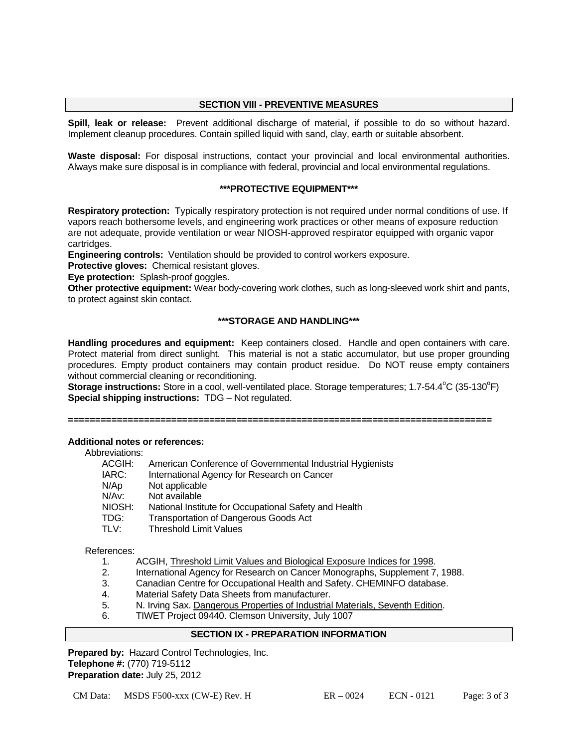## SECTION VIII - PREVENTIVE MEASURES

**Spill, leak or release:** Prevent additional discharge of material, if possible to do so without hazard. Implement cleanup procedures. Contain spilled liquid with sand, clay, earth or suitable absorbent.

**Waste disposal:** For disposal instructions, contact your provincial and local environmental authorities. Always make sure disposal is in compliance with federal, provincial and local environmental regulations.

### ***PROTECTIVE EQUIPMENT***

**Respiratory protection:** Typically respiratory protection is not required under normal conditions of use. If vapors reach bothersome levels, and engineering work practices or other means of exposure reduction are not adequate, provide ventilation or wear NIOSH-approved respirator equipped with organic vapor cartridges.
**Engineering controls:** Ventilation should be provided to control workers exposure.
**Protective gloves:** Chemical resistant gloves.
**Eye protection:** Splash-proof goggles.
**Other protective equipment:** Wear body-covering work clothes, such as long-sleeved work shirt and pants, to protect against skin contact.

### ***STORAGE AND HANDLING***

**Handling procedures and equipment:** Keep containers closed. Handle and open containers with care. Protect material from direct sunlight. This material is not a static accumulator, but use proper grounding procedures. Empty product containers may contain product residue. Do NOT reuse empty containers without commercial cleaning or reconditioning.
**Storage instructions:** Store in a cool, well-ventilated place. Storage temperatures; 1.7-54.4°C (35-130°F)
**Special shipping instructions:** TDG – Not regulated.

================================================================================

**Additional notes or references:**

Abbreviations:

- ACGIH: American Conference of Governmental Industrial Hygienists
- IARC: International Agency for Research on Cancer
- N/Ap Not applicable
- N/Av: Not available
- NIOSH: National Institute for Occupational Safety and Health
- TDG: Transportation of Dangerous Goods Act
- TLV: Threshold Limit Values

References:

1. ACGIH, Threshold Limit Values and Biological Exposure Indices for 1998.
2. International Agency for Research on Cancer Monographs, Supplement 7, 1988.
3. Canadian Centre for Occupational Health and Safety. CHEMINFO database.
4. Material Safety Data Sheets from manufacturer.
5. N. Irving Sax. Dangerous Properties of Industrial Materials, Seventh Edition.
6. TIWET Project 09440. Clemson University, July 1007

## SECTION IX - PREPARATION INFORMATION

**Prepared by:** Hazard Control Technologies, Inc.
**Telephone #:** (770) 719-5112
**Preparation date:** July 25, 2012

CM Data: MSDS F500-xxx (CW-E) Rev. H ER – 0024 ECN - 0121